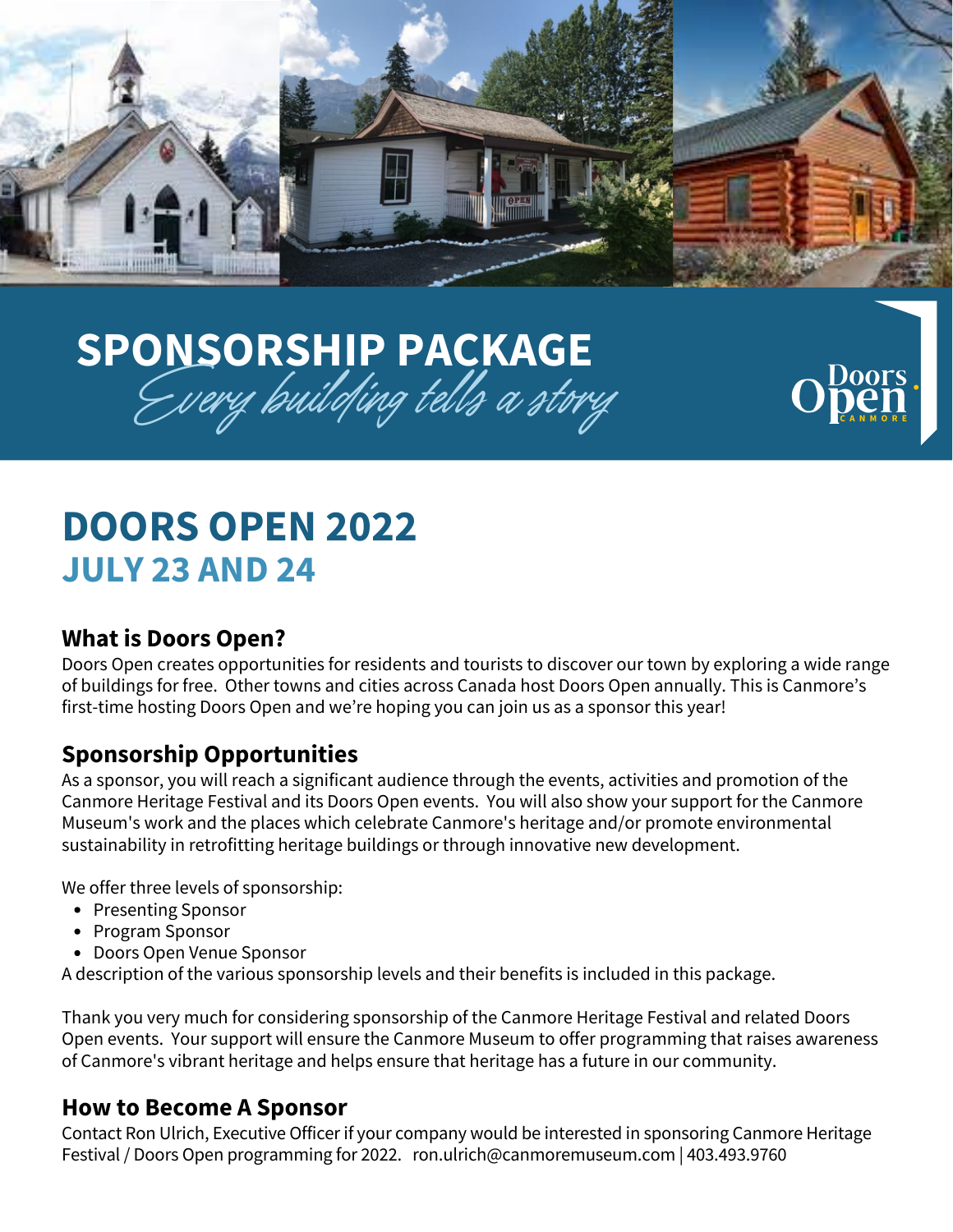# SPONSORSHIP PACKAGE

*Every building tells a story*

Doors Open CANMORE

# DOORS OPEN 2022

## JULY 23 AND 24

### What is Doors Open?

Doors Open creates opportunities for residents and tourists to discover our town by exploring a wide range of buildings for free. Other towns and cities across Canada host Doors Open annually. This is Canmore's first-time hosting Doors Open and we're hoping you can join us as a sponsor this year!

### Sponsorship Opportunities

As a sponsor, you will reach a significant audience through the events, activities and promotion of the Canmore Heritage Festival and its Doors Open events. You will also show your support for the Canmore Museum's work and the places which celebrate Canmore's heritage and/or promote environmental sustainability in retrofitting heritage buildings or through innovative new development.

We offer three levels of sponsorship:

- Presenting Sponsor
- Program Sponsor
- Doors Open Venue Sponsor

A description of the various sponsorship levels and their benefits is included in this package.

Thank you very much for considering sponsorship of the Canmore Heritage Festival and related Doors Open events. Your support will ensure the Canmore Museum to offer programming that raises awareness of Canmore's vibrant heritage and helps ensure that heritage has a future in our community.

### How to Become A Sponsor

Contact Ron Ulrich, Executive Officer if your company would be interested in sponsoring Canmore Heritage Festival / Doors Open programming for 2022. ron.ulrich@canmoremuseum.com | 403.493.9760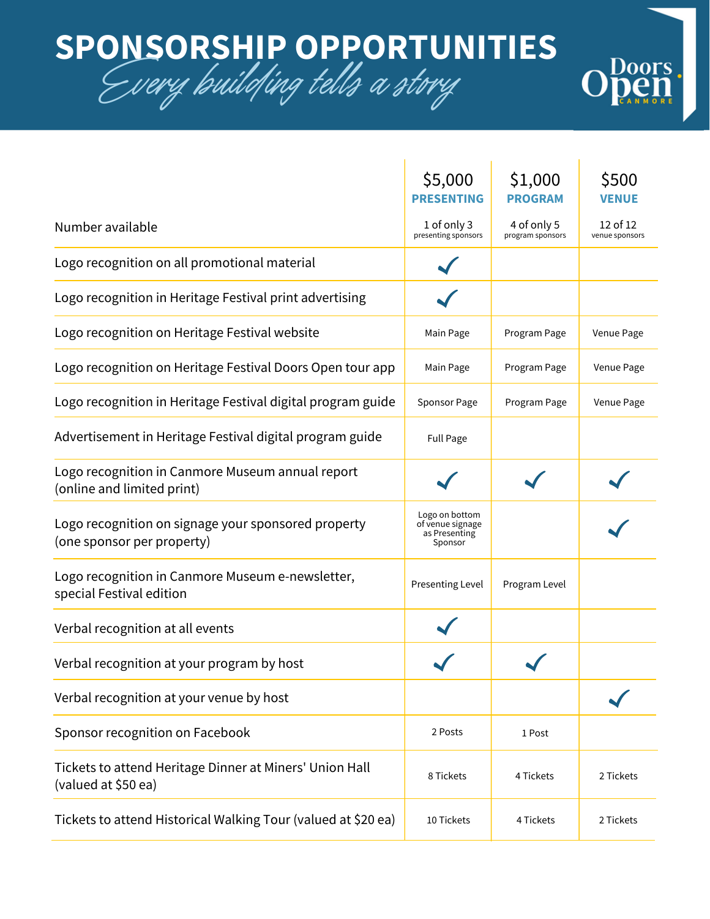# SPONSORSHIP OPPORTUNITIES

*Every building tells a story*

Doors Open CANMORE

| | $5,000 PRESENTING | $1,000 PROGRAM | $500 VENUE |
|---|---|---|---|
| Number available | 1 of only 3 presenting sponsors | 4 of only 5 program sponsors | 12 of 12 venue sponsors |
| Logo recognition on all promotional material | ✓ | | |
| Logo recognition in Heritage Festival print advertising | ✓ | | |
| Logo recognition on Heritage Festival website | Main Page | Program Page | Venue Page |
| Logo recognition on Heritage Festival Doors Open tour app | Main Page | Program Page | Venue Page |
| Logo recognition in Heritage Festival digital program guide | Sponsor Page | Program Page | Venue Page |
| Advertisement in Heritage Festival digital program guide | Full Page | | |
| Logo recognition in Canmore Museum annual report (online and limited print) | ✓ | ✓ | ✓ |
| Logo recognition on signage your sponsored property (one sponsor per property) | Logo on bottom of venue signage as Presenting Sponsor | | ✓ |
| Logo recognition in Canmore Museum e-newsletter, special Festival edition | Presenting Level | Program Level | |
| Verbal recognition at all events | ✓ | | |
| Verbal recognition at your program by host | ✓ | ✓ | |
| Verbal recognition at your venue by host | | | ✓ |
| Sponsor recognition on Facebook | 2 Posts | 1 Post | |
| Tickets to attend Heritage Dinner at Miners' Union Hall (valued at $50 ea) | 8 Tickets | 4 Tickets | 2 Tickets |
| Tickets to attend Historical Walking Tour (valued at $20 ea) | 10 Tickets | 4 Tickets | 2 Tickets |